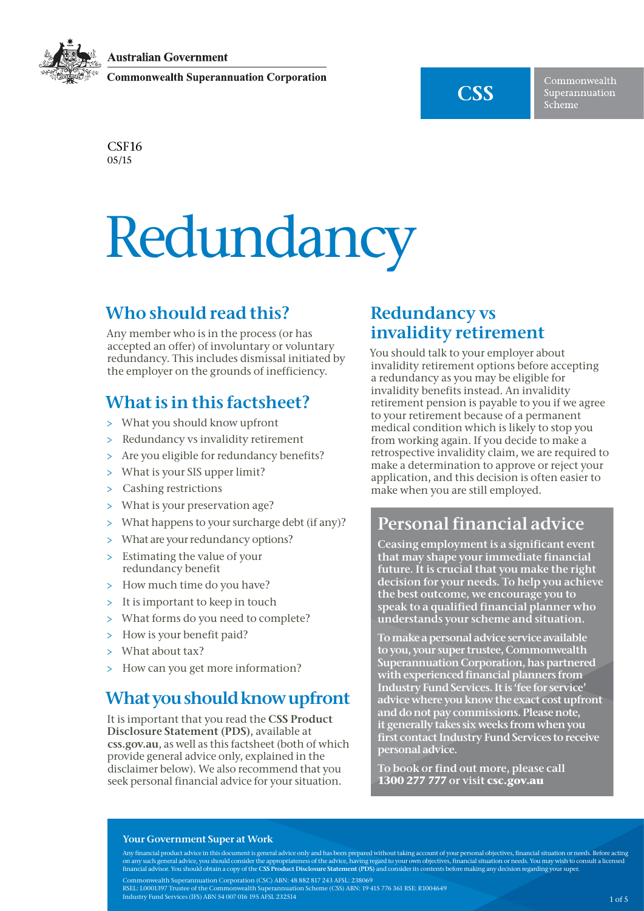Australian Government

Commonwealth Superannuation Corporation

**CSS** Commonwealth Superannuation Scheme

CSF16
05/15

# Redundancy

## Who should read this?

Any member who is in the process (or has accepted an offer) of involuntary or voluntary redundancy. This includes dismissal initiated by the employer on the grounds of inefficiency.

## What is in this factsheet?

- What you should know upfront
- Redundancy vs invalidity retirement
- Are you eligible for redundancy benefits?
- What is your SIS upper limit?
- Cashing restrictions
- What is your preservation age?
- What happens to your surcharge debt (if any)?
- What are your redundancy options?
- Estimating the value of your redundancy benefit
- How much time do you have?
- It is important to keep in touch
- What forms do you need to complete?
- How is your benefit paid?
- What about tax?
- How can you get more information?

## What you should know upfront

It is important that you read the **CSS Product Disclosure Statement (PDS)**, available at **css.gov.au**, as well as this factsheet (both of which provide general advice only, explained in the disclaimer below). We also recommend that you seek personal financial advice for your situation.

## Redundancy vs invalidity retirement

You should talk to your employer about invalidity retirement options before accepting a redundancy as you may be eligible for invalidity benefits instead. An invalidity retirement pension is payable to you if we agree to your retirement because of a permanent medical condition which is likely to stop you from working again. If you decide to make a retrospective invalidity claim, we are required to make a determination to approve or reject your application, and this decision is often easier to make when you are still employed.

## Personal financial advice

**Ceasing employment is a significant event that may shape your immediate financial future. It is crucial that you make the right decision for your needs. To help you achieve the best outcome, we encourage you to speak to a qualified financial planner who understands your scheme and situation.**

**To make a personal advice service available to you, your super trustee, Commonwealth Superannuation Corporation, has partnered with experienced financial planners from Industry Fund Services. It is 'fee for service' advice where you know the exact cost upfront and do not pay commissions. Please note, it generally takes six weeks from when you first contact Industry Fund Services to receive personal advice.**

**To book or find out more, please call 1300 277 777 or visit csc.gov.au**

**Your Government Super at Work**

Any financial product advice in this document is general advice only and has been prepared without taking account of your personal objectives, financial situation or needs. Before acting on any such general advice, you should consider the appropriateness of the advice, having regard to your own objectives, financial situation or needs. You may wish to consult a licensed financial advisor. You should obtain a copy of the **CSS Product Disclosure Statement (PDS)** and consider its contents before making any decision regarding your super.

Commonwealth Superannuation Corporation (CSC) ABN: 48 882 817 243 AFSL: 238069
RSEL: L0001397 Trustee of the Commonwealth Superannuation Scheme (CSS) ABN: 19 415 776 361 RSE: R1004649
Industry Fund Services (IFS) ABN 54 007 016 195 AFSL 232514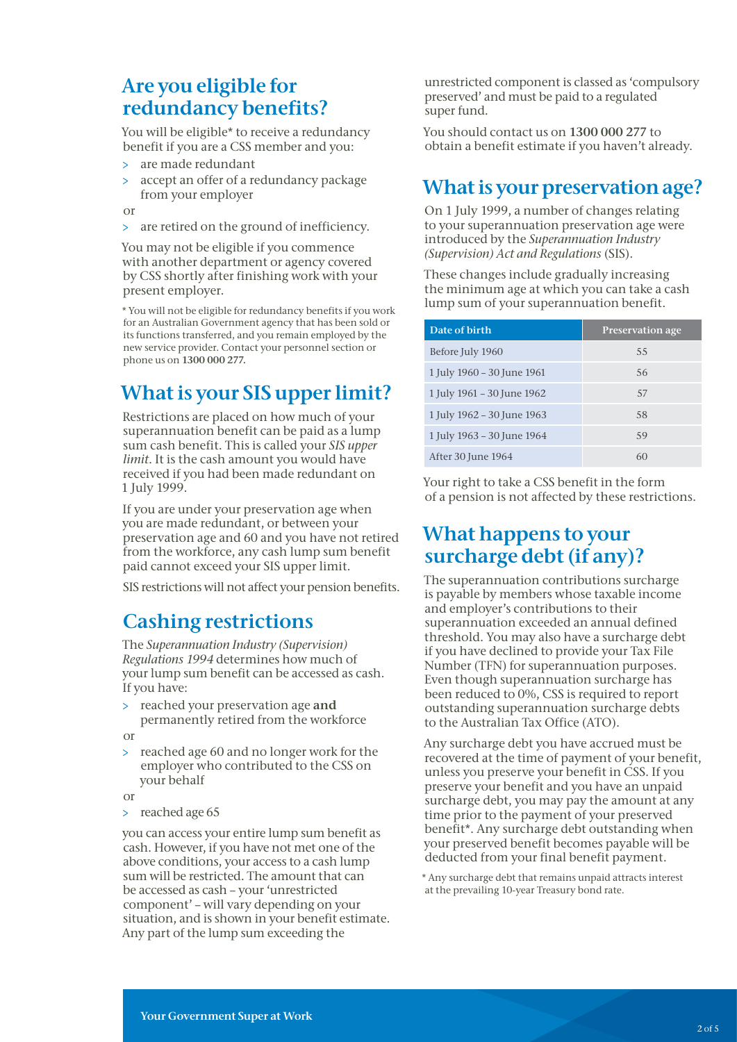## Are you eligible for redundancy benefits?

You will be eligible* to receive a redundancy benefit if you are a CSS member and you:

- are made redundant
- accept an offer of a redundancy package from your employer

or

- are retired on the ground of inefficiency.

You may not be eligible if you commence with another department or agency covered by CSS shortly after finishing work with your present employer.

* You will not be eligible for redundancy benefits if you work for an Australian Government agency that has been sold or its functions transferred, and you remain employed by the new service provider. Contact your personnel section or phone us on **1300 000 277.**

## What is your SIS upper limit?

Restrictions are placed on how much of your superannuation benefit can be paid as a lump sum cash benefit. This is called your *SIS upper limit*. It is the cash amount you would have received if you had been made redundant on 1 July 1999.

If you are under your preservation age when you are made redundant, or between your preservation age and 60 and you have not retired from the workforce, any cash lump sum benefit paid cannot exceed your SIS upper limit.

SIS restrictions will not affect your pension benefits.

## Cashing restrictions

The *Superannuation Industry (Supervision) Regulations 1994* determines how much of your lump sum benefit can be accessed as cash. If you have:

- reached your preservation age **and** permanently retired from the workforce

or

- reached age 60 and no longer work for the employer who contributed to the CSS on your behalf

or

- reached age 65

you can access your entire lump sum benefit as cash. However, if you have not met one of the above conditions, your access to a cash lump sum will be restricted. The amount that can be accessed as cash – your 'unrestricted component' – will vary depending on your situation, and is shown in your benefit estimate. Any part of the lump sum exceeding the unrestricted component is classed as 'compulsory preserved' and must be paid to a regulated super fund.

You should contact us on **1300 000 277** to obtain a benefit estimate if you haven't already.

## What is your preservation age?

On 1 July 1999, a number of changes relating to your superannuation preservation age were introduced by the *Superannuation Industry (Supervision) Act and Regulations* (SIS).

These changes include gradually increasing the minimum age at which you can take a cash lump sum of your superannuation benefit.

| Date of birth | Preservation age |
|---|---|
| Before July 1960 | 55 |
| 1 July 1960 – 30 June 1961 | 56 |
| 1 July 1961 – 30 June 1962 | 57 |
| 1 July 1962 – 30 June 1963 | 58 |
| 1 July 1963 – 30 June 1964 | 59 |
| After 30 June 1964 | 60 |

Your right to take a CSS benefit in the form of a pension is not affected by these restrictions.

## What happens to your surcharge debt (if any)?

The superannuation contributions surcharge is payable by members whose taxable income and employer's contributions to their superannuation exceeded an annual defined threshold. You may also have a surcharge debt if you have declined to provide your Tax File Number (TFN) for superannuation purposes. Even though superannuation surcharge has been reduced to 0%, CSS is required to report outstanding superannuation surcharge debts to the Australian Tax Office (ATO).

Any surcharge debt you have accrued must be recovered at the time of payment of your benefit, unless you preserve your benefit in CSS. If you preserve your benefit and you have an unpaid surcharge debt, you may pay the amount at any time prior to the payment of your preserved benefit*. Any surcharge debt outstanding when your preserved benefit becomes payable will be deducted from your final benefit payment.

* Any surcharge debt that remains unpaid attracts interest at the prevailing 10-year Treasury bond rate.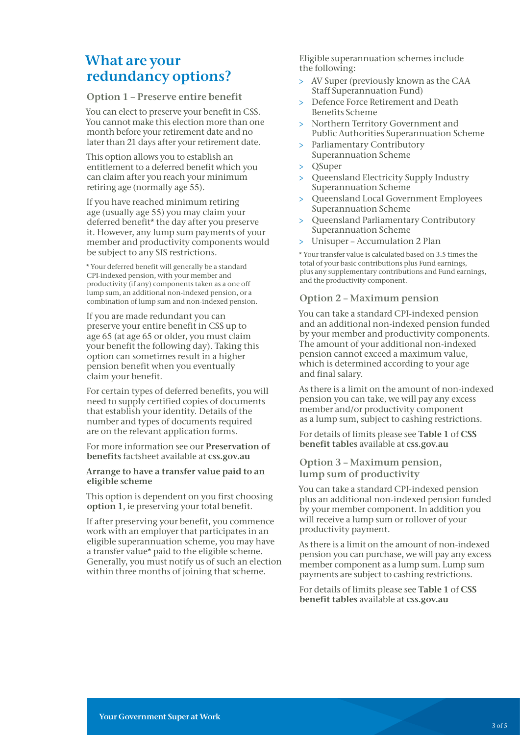# What are your redundancy options?

## Option 1 – Preserve entire benefit

You can elect to preserve your benefit in CSS. You cannot make this election more than one month before your retirement date and no later than 21 days after your retirement date.

This option allows you to establish an entitlement to a deferred benefit which you can claim after you reach your minimum retiring age (normally age 55).

If you have reached minimum retiring age (usually age 55) you may claim your deferred benefit* the day after you preserve it. However, any lump sum payments of your member and productivity components would be subject to any SIS restrictions.

* Your deferred benefit will generally be a standard CPI-indexed pension, with your member and productivity (if any) components taken as a one off lump sum, an additional non-indexed pension, or a combination of lump sum and non-indexed pension.

If you are made redundant you can preserve your entire benefit in CSS up to age 65 (at age 65 or older, you must claim your benefit the following day). Taking this option can sometimes result in a higher pension benefit when you eventually claim your benefit.

For certain types of deferred benefits, you will need to supply certified copies of documents that establish your identity. Details of the number and types of documents required are on the relevant application forms.

For more information see our **Preservation of benefits** factsheet available at **css.gov.au**

### Arrange to have a transfer value paid to an eligible scheme

This option is dependent on you first choosing **option 1**, ie preserving your total benefit.

If after preserving your benefit, you commence work with an employer that participates in an eligible superannuation scheme, you may have a transfer value* paid to the eligible scheme. Generally, you must notify us of such an election within three months of joining that scheme.

Eligible superannuation schemes include the following:

- AV Super (previously known as the CAA Staff Superannuation Fund)
- Defence Force Retirement and Death Benefits Scheme
- Northern Territory Government and Public Authorities Superannuation Scheme
- Parliamentary Contributory Superannuation Scheme
- QSuper
- Queensland Electricity Supply Industry Superannuation Scheme
- Queensland Local Government Employees Superannuation Scheme
- Queensland Parliamentary Contributory Superannuation Scheme
- Unisuper – Accumulation 2 Plan

* Your transfer value is calculated based on 3.5 times the total of your basic contributions plus Fund earnings, plus any supplementary contributions and Fund earnings, and the productivity component.

## Option 2 – Maximum pension

You can take a standard CPI-indexed pension and an additional non-indexed pension funded by your member and productivity components. The amount of your additional non-indexed pension cannot exceed a maximum value, which is determined according to your age and final salary.

As there is a limit on the amount of non-indexed pension you can take, we will pay any excess member and/or productivity component as a lump sum, subject to cashing restrictions.

For details of limits please see **Table 1** of **CSS benefit tables** available at **css.gov.au**

## Option 3 – Maximum pension, lump sum of productivity

You can take a standard CPI-indexed pension plus an additional non-indexed pension funded by your member component. In addition you will receive a lump sum or rollover of your productivity payment.

As there is a limit on the amount of non-indexed pension you can purchase, we will pay any excess member component as a lump sum. Lump sum payments are subject to cashing restrictions.

For details of limits please see **Table 1** of **CSS benefit tables** available at **css.gov.au**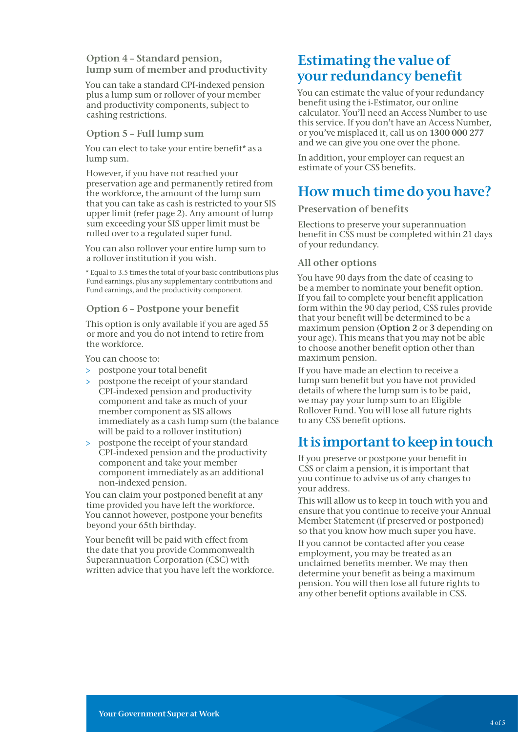### Option 4 – Standard pension, lump sum of member and productivity

You can take a standard CPI-indexed pension plus a lump sum or rollover of your member and productivity components, subject to cashing restrictions.

### Option 5 – Full lump sum

You can elect to take your entire benefit* as a lump sum.

However, if you have not reached your preservation age and permanently retired from the workforce, the amount of the lump sum that you can take as cash is restricted to your SIS upper limit (refer page 2). Any amount of lump sum exceeding your SIS upper limit must be rolled over to a regulated super fund.

You can also rollover your entire lump sum to a rollover institution if you wish.

* Equal to 3.5 times the total of your basic contributions plus Fund earnings, plus any supplementary contributions and Fund earnings, and the productivity component.

### Option 6 – Postpone your benefit

This option is only available if you are aged 55 or more and you do not intend to retire from the workforce.

You can choose to:

- postpone your total benefit
- postpone the receipt of your standard CPI-indexed pension and productivity component and take as much of your member component as SIS allows immediately as a cash lump sum (the balance will be paid to a rollover institution)
- postpone the receipt of your standard CPI-indexed pension and the productivity component and take your member component immediately as an additional non-indexed pension.

You can claim your postponed benefit at any time provided you have left the workforce. You cannot however, postpone your benefits beyond your 65th birthday.

Your benefit will be paid with effect from the date that you provide Commonwealth Superannuation Corporation (CSC) with written advice that you have left the workforce.

## Estimating the value of your redundancy benefit

You can estimate the value of your redundancy benefit using the i-Estimator, our online calculator. You'll need an Access Number to use this service. If you don't have an Access Number, or you've misplaced it, call us on **1300 000 277** and we can give you one over the phone.

In addition, your employer can request an estimate of your CSS benefits.

## How much time do you have?

### Preservation of benefits

Elections to preserve your superannuation benefit in CSS must be completed within 21 days of your redundancy.

### All other options

You have 90 days from the date of ceasing to be a member to nominate your benefit option. If you fail to complete your benefit application form within the 90 day period, CSS rules provide that your benefit will be determined to be a maximum pension (**Option 2** or **3** depending on your age). This means that you may not be able to choose another benefit option other than maximum pension.

If you have made an election to receive a lump sum benefit but you have not provided details of where the lump sum is to be paid, we may pay your lump sum to an Eligible Rollover Fund. You will lose all future rights to any CSS benefit options.

## It is important to keep in touch

If you preserve or postpone your benefit in CSS or claim a pension, it is important that you continue to advise us of any changes to your address.

This will allow us to keep in touch with you and ensure that you continue to receive your Annual Member Statement (if preserved or postponed) so that you know how much super you have.

If you cannot be contacted after you cease employment, you may be treated as an unclaimed benefits member. We may then determine your benefit as being a maximum pension. You will then lose all future rights to any other benefit options available in CSS.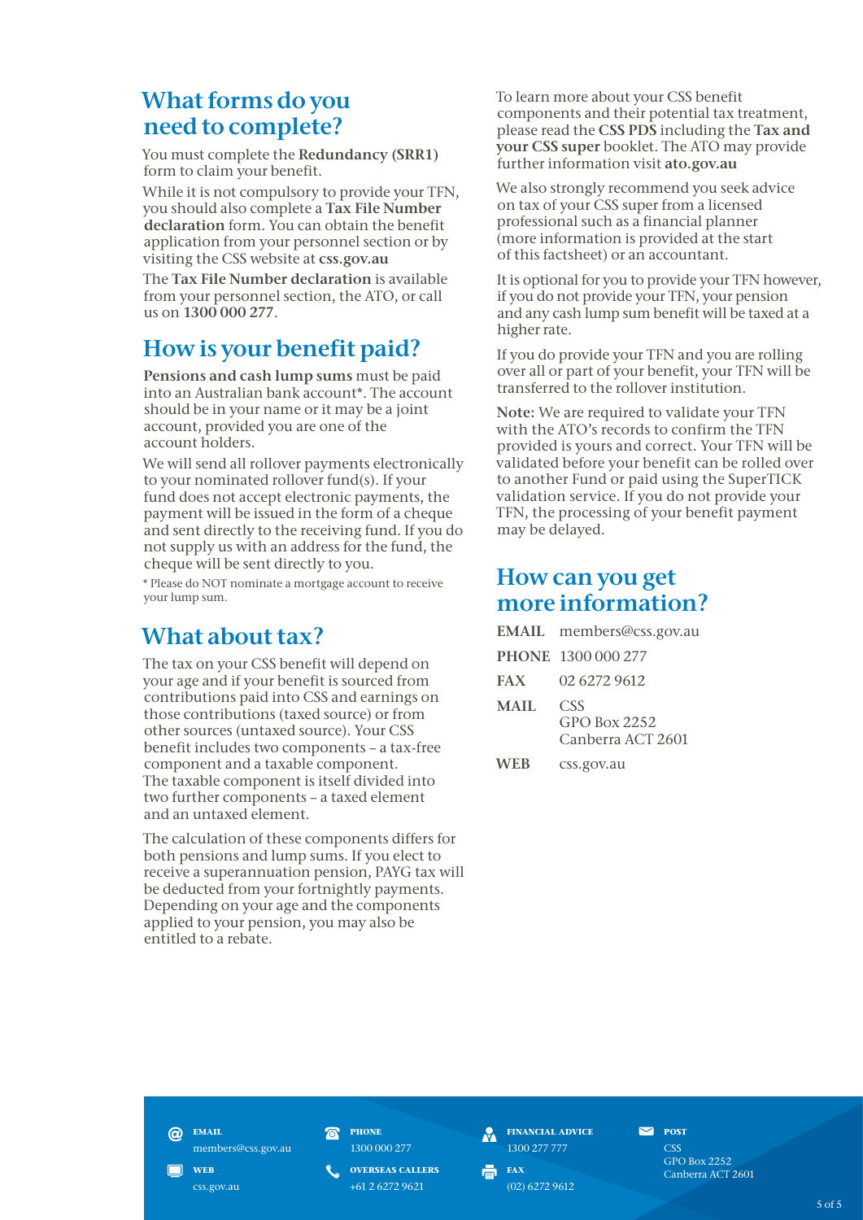## What forms do you need to complete?

You must complete the **Redundancy (SRR1)** form to claim your benefit.

While it is not compulsory to provide your TFN, you should also complete a **Tax File Number declaration** form. You can obtain the benefit application from your personnel section or by visiting the CSS website at **css.gov.au**

The **Tax File Number declaration** is available from your personnel section, the ATO, or call us on **1300 000 277**.

## How is your benefit paid?

**Pensions and cash lump sums** must be paid into an Australian bank account*. The account should be in your name or it may be a joint account, provided you are one of the account holders.

We will send all rollover payments electronically to your nominated rollover fund(s). If your fund does not accept electronic payments, the payment will be issued in the form of a cheque and sent directly to the receiving fund. If you do not supply us with an address for the fund, the cheque will be sent directly to you.

* Please do NOT nominate a mortgage account to receive your lump sum.

## What about tax?

The tax on your CSS benefit will depend on your age and if your benefit is sourced from contributions paid into CSS and earnings on those contributions (taxed source) or from other sources (untaxed source). Your CSS benefit includes two components – a tax-free component and a taxable component. The taxable component is itself divided into two further components – a taxed element and an untaxed element.

The calculation of these components differs for both pensions and lump sums. If you elect to receive a superannuation pension, PAYG tax will be deducted from your fortnightly payments. Depending on your age and the components applied to your pension, you may also be entitled to a rebate.

To learn more about your CSS benefit components and their potential tax treatment, please read the **CSS PDS** including the **Tax and your CSS super** booklet. The ATO may provide further information visit **ato.gov.au**

We also strongly recommend you seek advice on tax of your CSS super from a licensed professional such as a financial planner (more information is provided at the start of this factsheet) or an accountant.

It is optional for you to provide your TFN however, if you do not provide your TFN, your pension and any cash lump sum benefit will be taxed at a higher rate.

If you do provide your TFN and you are rolling over all or part of your benefit, your TFN will be transferred to the rollover institution.

**Note:** We are required to validate your TFN with the ATO's records to confirm the TFN provided is yours and correct. Your TFN will be validated before your benefit can be rolled over to another Fund or paid using the SuperTICK validation service. If you do not provide your TFN, the processing of your benefit payment may be delayed.

## How can you get more information?

| | |
|---|---|
| **EMAIL** | members@css.gov.au |
| **PHONE** | 1300 000 277 |
| **FAX** | 02 6272 9612 |
| **MAIL** | CSS<br>GPO Box 2252<br>Canberra ACT 2601 |
| **WEB** | css.gov.au |

**EMAIL** members@css.gov.au
**WEB** css.gov.au
**PHONE** 1300 000 277
**OVERSEAS CALLERS** +61 2 6272 9621
**FINANCIAL ADVICE** 1300 277 777
**FAX** (02) 6272 9612
**POST** CSS GPO Box 2252 Canberra ACT 2601